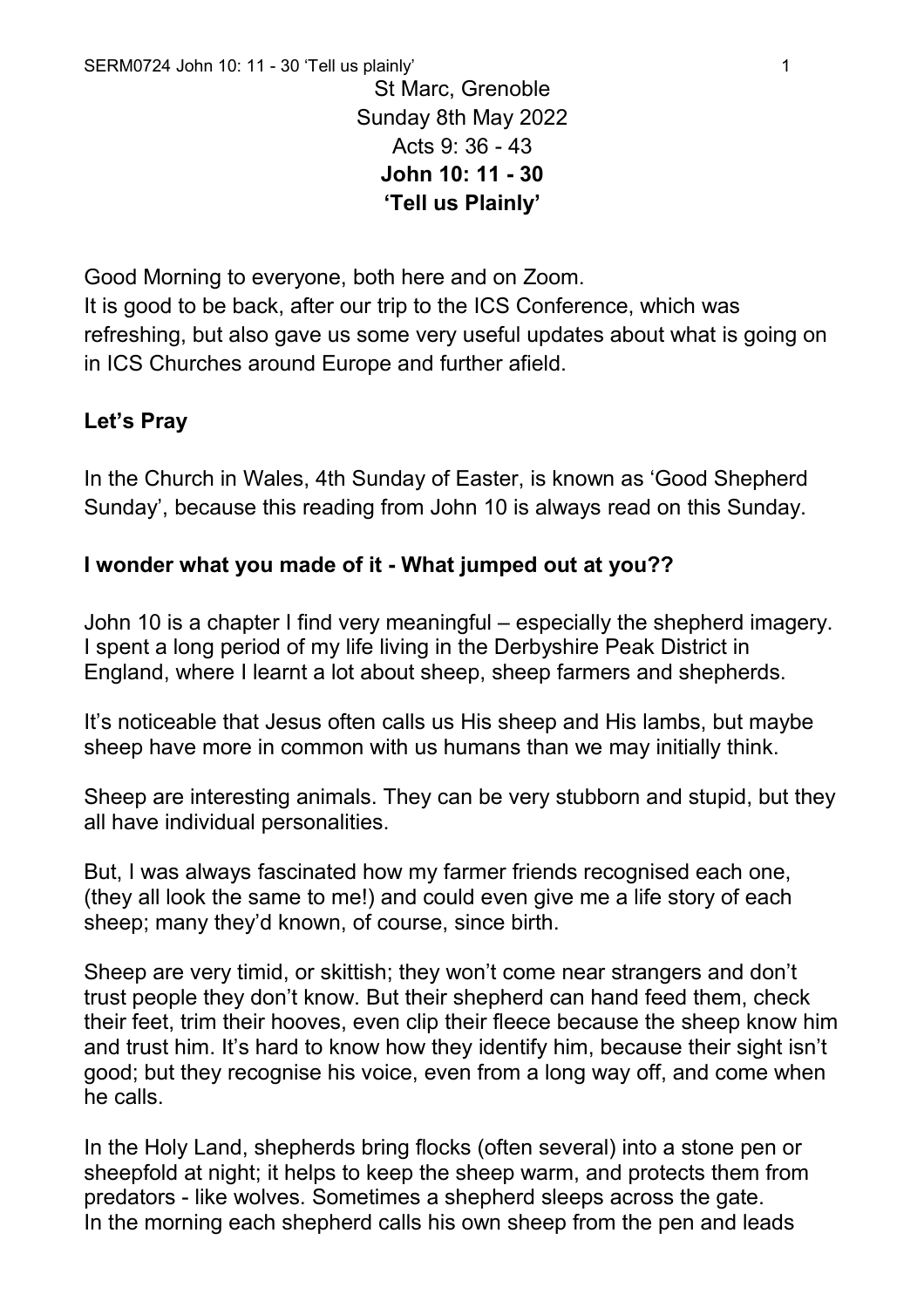St Marc, Grenoble
Sunday 8th May 2022
Acts 9: 36 - 43
**John 10: 11 - 30**
**'Tell us Plainly'**

Good Morning to everyone, both here and on Zoom.
It is good to be back, after our trip to the ICS Conference, which was refreshing, but also gave us some very useful updates about what is going on in ICS Churches around Europe and further afield.

**Let's Pray**

In the Church in Wales, 4th Sunday of Easter, is known as 'Good Shepherd Sunday', because this reading from John 10 is always read on this Sunday.

**I wonder what you made of it - What jumped out at you??**

John 10 is a chapter I find very meaningful – especially the shepherd imagery. I spent a long period of my life living in the Derbyshire Peak District in England, where I learnt a lot about sheep, sheep farmers and shepherds.

It's noticeable that Jesus often calls us His sheep and His lambs, but maybe sheep have more in common with us humans than we may initially think.

Sheep are interesting animals. They can be very stubborn and stupid, but they all have individual personalities.

But, I was always fascinated how my farmer friends recognised each one, (they all look the same to me!) and could even give me a life story of each sheep; many they'd known, of course, since birth.

Sheep are very timid, or skittish; they won't come near strangers and don't trust people they don't know. But their shepherd can hand feed them, check their feet, trim their hooves, even clip their fleece because the sheep know him and trust him. It's hard to know how they identify him, because their sight isn't good; but they recognise his voice, even from a long way off, and come when he calls.

In the Holy Land, shepherds bring flocks (often several) into a stone pen or sheepfold at night; it helps to keep the sheep warm, and protects them from predators - like wolves. Sometimes a shepherd sleeps across the gate.
In the morning each shepherd calls his own sheep from the pen and leads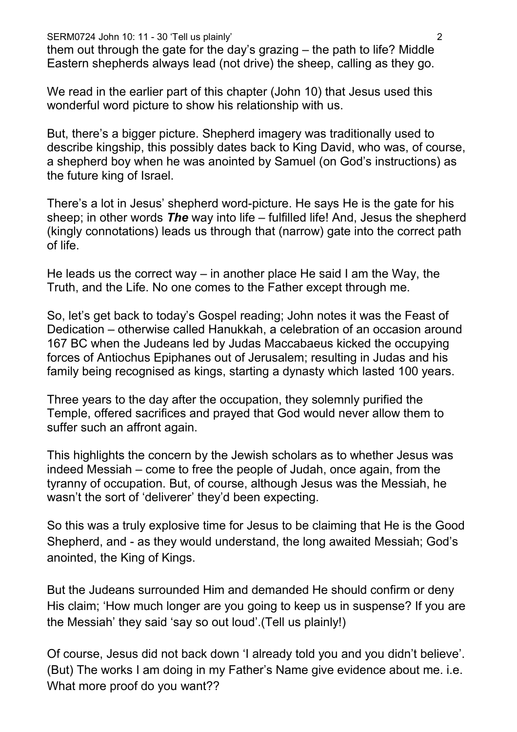them out through the gate for the day's grazing – the path to life? Middle Eastern shepherds always lead (not drive) the sheep, calling as they go.

We read in the earlier part of this chapter (John 10) that Jesus used this wonderful word picture to show his relationship with us.

But, there's a bigger picture. Shepherd imagery was traditionally used to describe kingship, this possibly dates back to King David, who was, of course, a shepherd boy when he was anointed by Samuel (on God's instructions) as the future king of Israel.

There's a lot in Jesus' shepherd word-picture. He says He is the gate for his sheep; in other words ***The*** way into life – fulfilled life! And, Jesus the shepherd (kingly connotations) leads us through that (narrow) gate into the correct path of life.

He leads us the correct way – in another place He said I am the Way, the Truth, and the Life. No one comes to the Father except through me.

So, let's get back to today's Gospel reading; John notes it was the Feast of Dedication – otherwise called Hanukkah, a celebration of an occasion around 167 BC when the Judeans led by Judas Maccabaeus kicked the occupying forces of Antiochus Epiphanes out of Jerusalem; resulting in Judas and his family being recognised as kings, starting a dynasty which lasted 100 years.

Three years to the day after the occupation, they solemnly purified the Temple, offered sacrifices and prayed that God would never allow them to suffer such an affront again.

This highlights the concern by the Jewish scholars as to whether Jesus was indeed Messiah – come to free the people of Judah, once again, from the tyranny of occupation. But, of course, although Jesus was the Messiah, he wasn't the sort of 'deliverer' they'd been expecting.

So this was a truly explosive time for Jesus to be claiming that He is the Good Shepherd, and - as they would understand, the long awaited Messiah; God's anointed, the King of Kings.

But the Judeans surrounded Him and demanded He should confirm or deny His claim; 'How much longer are you going to keep us in suspense? If you are the Messiah' they said 'say so out loud'.(Tell us plainly!)

Of course, Jesus did not back down 'I already told you and you didn't believe'. (But) The works I am doing in my Father's Name give evidence about me. i.e. What more proof do you want??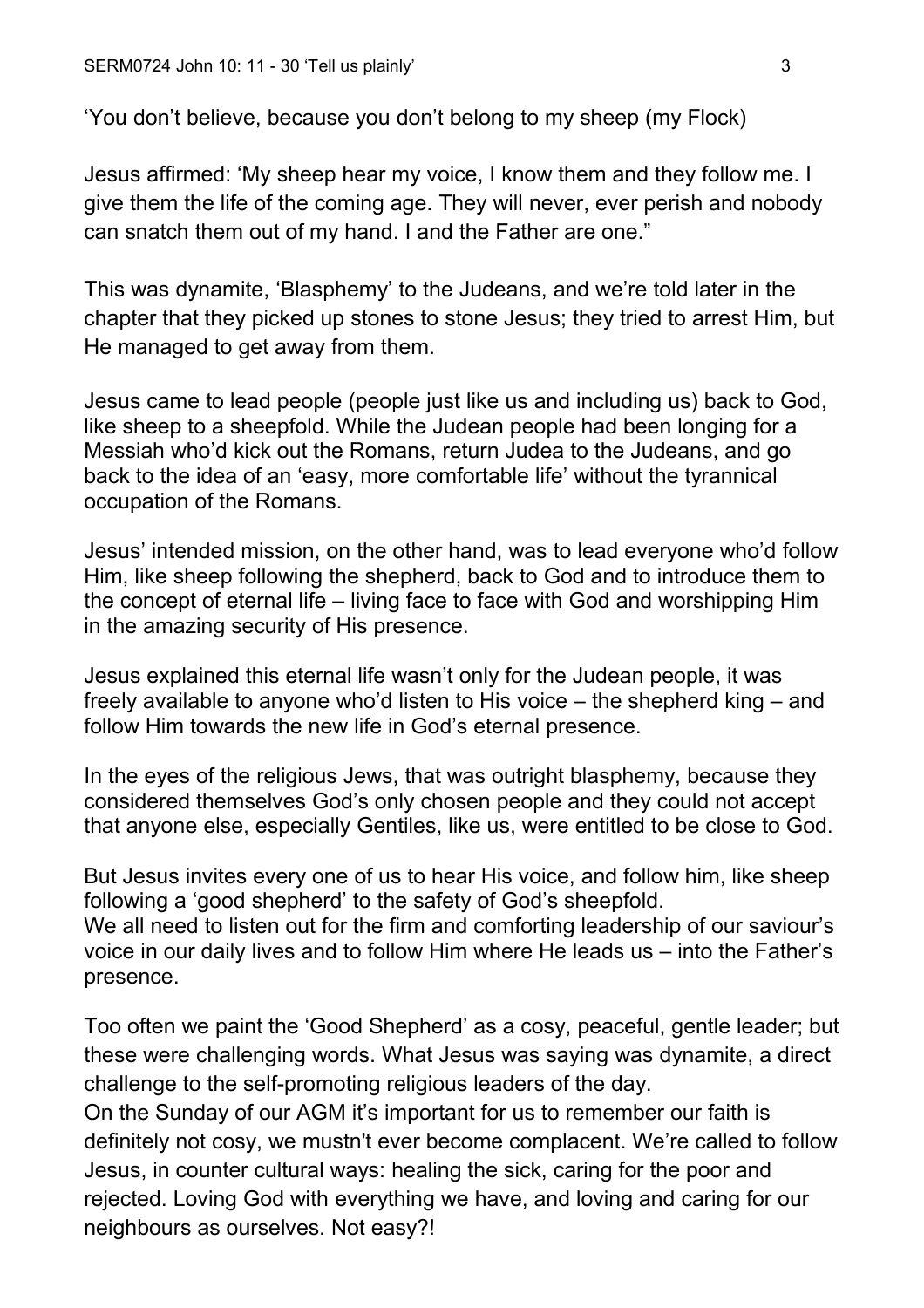'You don't believe, because you don't belong to my sheep (my Flock)

Jesus affirmed: 'My sheep hear my voice, I know them and they follow me. I give them the life of the coming age. They will never, ever perish and nobody can snatch them out of my hand. I and the Father are one."

This was dynamite, 'Blasphemy' to the Judeans, and we're told later in the chapter that they picked up stones to stone Jesus; they tried to arrest Him, but He managed to get away from them.

Jesus came to lead people (people just like us and including us) back to God, like sheep to a sheepfold. While the Judean people had been longing for a Messiah who'd kick out the Romans, return Judea to the Judeans, and go back to the idea of an 'easy, more comfortable life' without the tyrannical occupation of the Romans.

Jesus' intended mission, on the other hand, was to lead everyone who'd follow Him, like sheep following the shepherd, back to God and to introduce them to the concept of eternal life – living face to face with God and worshipping Him in the amazing security of His presence.

Jesus explained this eternal life wasn't only for the Judean people, it was freely available to anyone who'd listen to His voice – the shepherd king – and follow Him towards the new life in God's eternal presence.

In the eyes of the religious Jews, that was outright blasphemy, because they considered themselves God's only chosen people and they could not accept that anyone else, especially Gentiles, like us, were entitled to be close to God.

But Jesus invites every one of us to hear His voice, and follow him, like sheep following a 'good shepherd' to the safety of God's sheepfold.
We all need to listen out for the firm and comforting leadership of our saviour's voice in our daily lives and to follow Him where He leads us – into the Father's presence.

Too often we paint the 'Good Shepherd' as a cosy, peaceful, gentle leader; but these were challenging words. What Jesus was saying was dynamite, a direct challenge to the self-promoting religious leaders of the day.
On the Sunday of our AGM it's important for us to remember our faith is definitely not cosy, we mustn't ever become complacent. We're called to follow Jesus, in counter cultural ways: healing the sick, caring for the poor and rejected. Loving God with everything we have, and loving and caring for our neighbours as ourselves. Not easy?!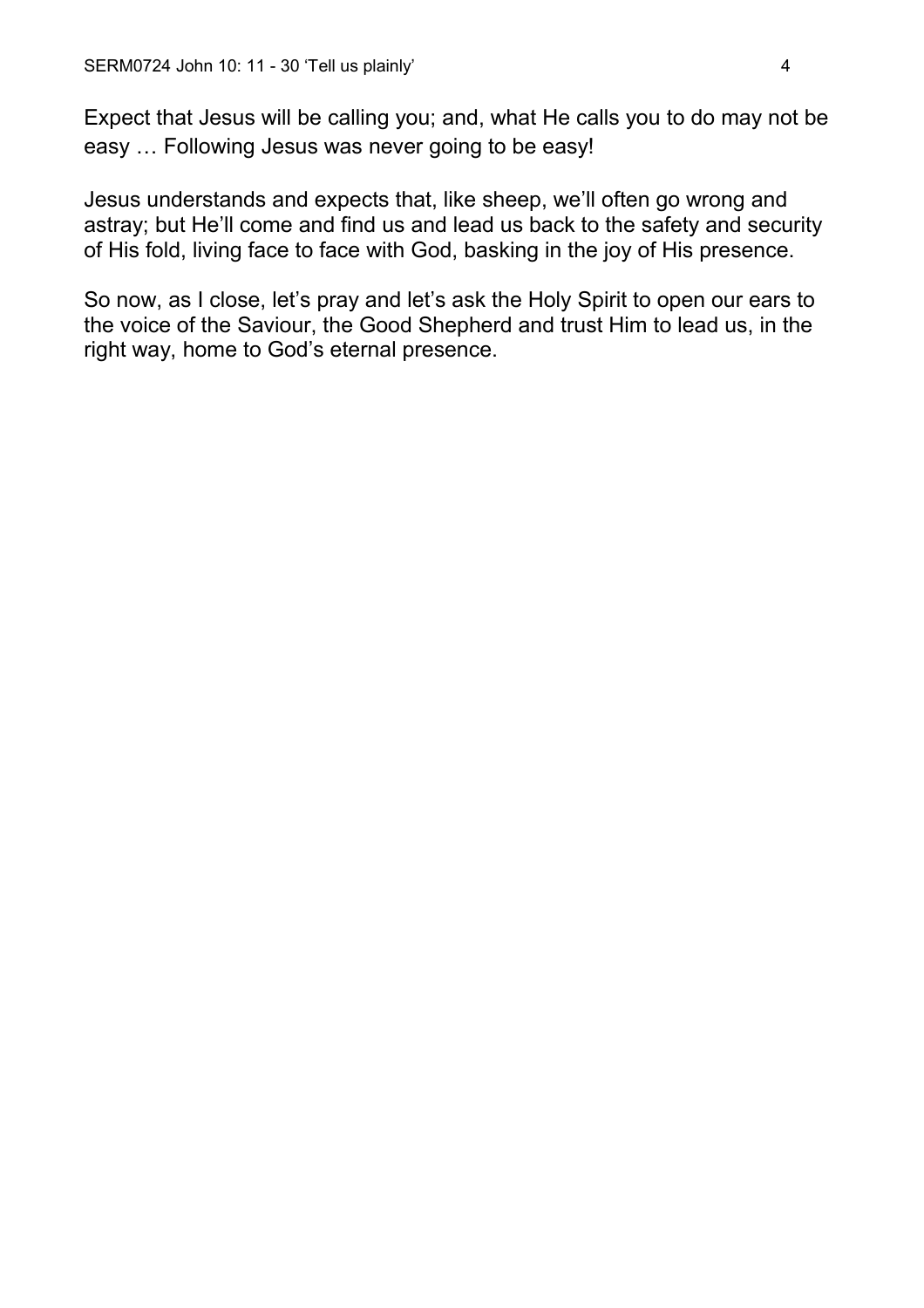Expect that Jesus will be calling you; and, what He calls you to do may not be easy … Following Jesus was never going to be easy!

Jesus understands and expects that, like sheep, we'll often go wrong and astray; but He'll come and find us and lead us back to the safety and security of His fold, living face to face with God, basking in the joy of His presence.

So now, as I close, let's pray and let's ask the Holy Spirit to open our ears to the voice of the Saviour, the Good Shepherd and trust Him to lead us, in the right way, home to God's eternal presence.